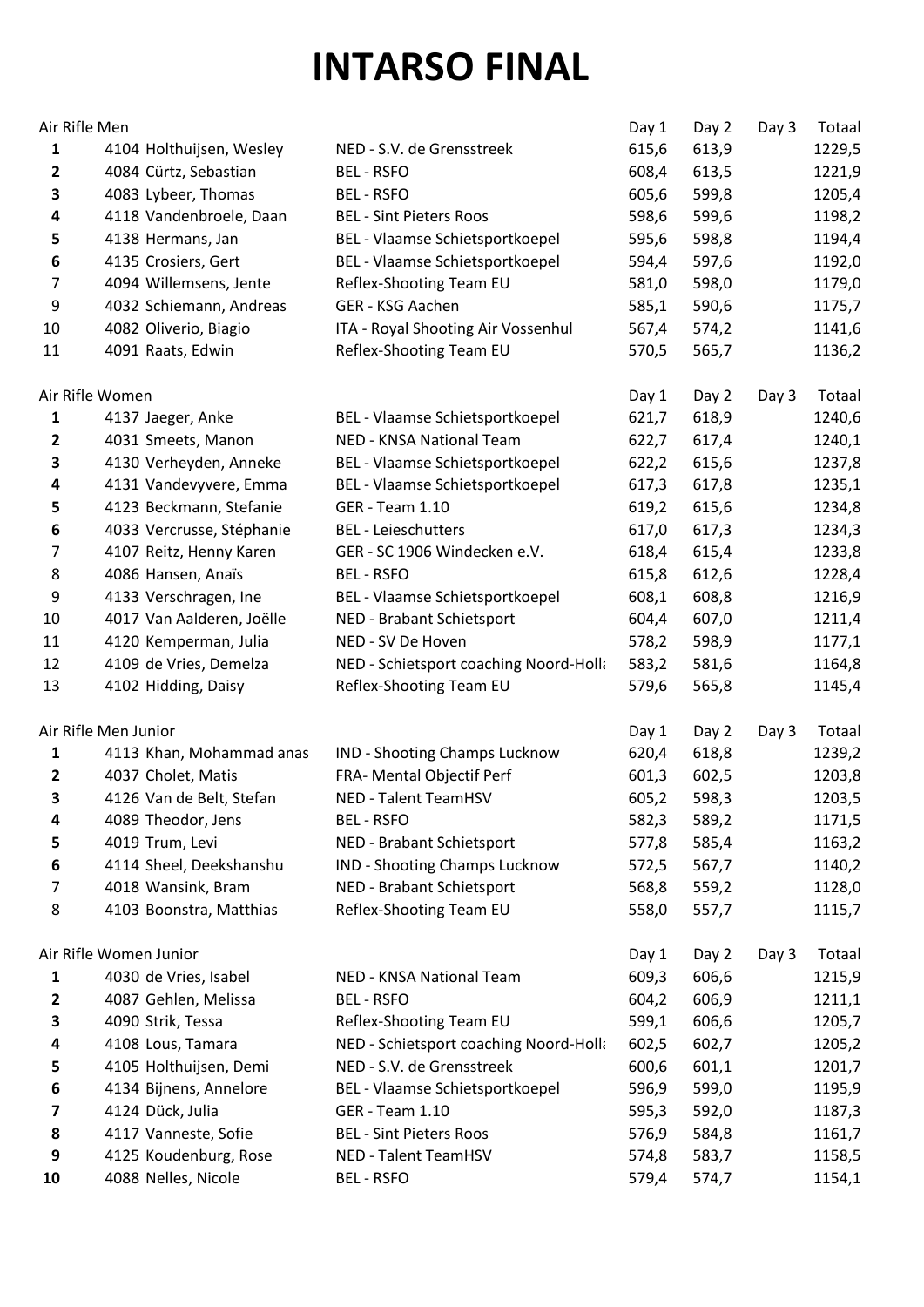# INTARSO FINAL

| Air Rifle Men | | | Day 1 | Day 2 | Day 3 | Totaal |
|---|---|---|---|---|---|---|
| **1** | 4104 Holthuijsen, Wesley | NED - S.V. de Grensstreek | 615,6 | 613,9 | | 1229,5 |
| **2** | 4084 Cürtz, Sebastian | BEL - RSFO | 608,4 | 613,5 | | 1221,9 |
| **3** | 4083 Lybeer, Thomas | BEL - RSFO | 605,6 | 599,8 | | 1205,4 |
| **4** | 4118 Vandenbroele, Daan | BEL - Sint Pieters Roos | 598,6 | 599,6 | | 1198,2 |
| **5** | 4138 Hermans, Jan | BEL - Vlaamse Schietsportkoepel | 595,6 | 598,8 | | 1194,4 |
| **6** | 4135 Crosiers, Gert | BEL - Vlaamse Schietsportkoepel | 594,4 | 597,6 | | 1192,0 |
| 7 | 4094 Willemsens, Jente | Reflex-Shooting Team EU | 581,0 | 598,0 | | 1179,0 |
| 9 | 4032 Schiemann, Andreas | GER - KSG Aachen | 585,1 | 590,6 | | 1175,7 |
| 10 | 4082 Oliverio, Biagio | ITA - Royal Shooting Air Vossenhul | 567,4 | 574,2 | | 1141,6 |
| 11 | 4091 Raats, Edwin | Reflex-Shooting Team EU | 570,5 | 565,7 | | 1136,2 |

| Air Rifle Women | | | Day 1 | Day 2 | Day 3 | Totaal |
|---|---|---|---|---|---|---|
| **1** | 4137 Jaeger, Anke | BEL - Vlaamse Schietsportkoepel | 621,7 | 618,9 | | 1240,6 |
| **2** | 4031 Smeets, Manon | NED - KNSA National Team | 622,7 | 617,4 | | 1240,1 |
| **3** | 4130 Verheyden, Anneke | BEL - Vlaamse Schietsportkoepel | 622,2 | 615,6 | | 1237,8 |
| **4** | 4131 Vandevyvere, Emma | BEL - Vlaamse Schietsportkoepel | 617,3 | 617,8 | | 1235,1 |
| **5** | 4123 Beckmann, Stefanie | GER - Team 1.10 | 619,2 | 615,6 | | 1234,8 |
| **6** | 4033 Vercrusse, Stéphanie | BEL - Leieschutters | 617,0 | 617,3 | | 1234,3 |
| 7 | 4107 Reitz, Henny Karen | GER - SC 1906 Windecken e.V. | 618,4 | 615,4 | | 1233,8 |
| 8 | 4086 Hansen, Anaïs | BEL - RSFO | 615,8 | 612,6 | | 1228,4 |
| 9 | 4133 Verschragen, Ine | BEL - Vlaamse Schietsportkoepel | 608,1 | 608,8 | | 1216,9 |
| 10 | 4017 Van Aalderen, Joëlle | NED - Brabant Schietsport | 604,4 | 607,0 | | 1211,4 |
| 11 | 4120 Kemperman, Julia | NED - SV De Hoven | 578,2 | 598,9 | | 1177,1 |
| 12 | 4109 de Vries, Demelza | NED - Schietsport coaching Noord-Holla | 583,2 | 581,6 | | 1164,8 |
| 13 | 4102 Hidding, Daisy | Reflex-Shooting Team EU | 579,6 | 565,8 | | 1145,4 |

| Air Rifle Men Junior | | | Day 1 | Day 2 | Day 3 | Totaal |
|---|---|---|---|---|---|---|
| **1** | 4113 Khan, Mohammad anas | IND - Shooting Champs Lucknow | 620,4 | 618,8 | | 1239,2 |
| **2** | 4037 Cholet, Matis | FRA- Mental Objectif Perf | 601,3 | 602,5 | | 1203,8 |
| **3** | 4126 Van de Belt, Stefan | NED - Talent TeamHSV | 605,2 | 598,3 | | 1203,5 |
| **4** | 4089 Theodor, Jens | BEL - RSFO | 582,3 | 589,2 | | 1171,5 |
| **5** | 4019 Trum, Levi | NED - Brabant Schietsport | 577,8 | 585,4 | | 1163,2 |
| **6** | 4114 Sheel, Deekshanshu | IND - Shooting Champs Lucknow | 572,5 | 567,7 | | 1140,2 |
| 7 | 4018 Wansink, Bram | NED - Brabant Schietsport | 568,8 | 559,2 | | 1128,0 |
| 8 | 4103 Boonstra, Matthias | Reflex-Shooting Team EU | 558,0 | 557,7 | | 1115,7 |

| Air Rifle Women Junior | | | Day 1 | Day 2 | Day 3 | Totaal |
|---|---|---|---|---|---|---|
| **1** | 4030 de Vries, Isabel | NED - KNSA National Team | 609,3 | 606,6 | | 1215,9 |
| **2** | 4087 Gehlen, Melissa | BEL - RSFO | 604,2 | 606,9 | | 1211,1 |
| **3** | 4090 Strik, Tessa | Reflex-Shooting Team EU | 599,1 | 606,6 | | 1205,7 |
| **4** | 4108 Lous, Tamara | NED - Schietsport coaching Noord-Holla | 602,5 | 602,7 | | 1205,2 |
| **5** | 4105 Holthuijsen, Demi | NED - S.V. de Grensstreek | 600,6 | 601,1 | | 1201,7 |
| **6** | 4134 Bijnens, Annelore | BEL - Vlaamse Schietsportkoepel | 596,9 | 599,0 | | 1195,9 |
| **7** | 4124 Dück, Julia | GER - Team 1.10 | 595,3 | 592,0 | | 1187,3 |
| **8** | 4117 Vanneste, Sofie | BEL - Sint Pieters Roos | 576,9 | 584,8 | | 1161,7 |
| **9** | 4125 Koudenburg, Rose | NED - Talent TeamHSV | 574,8 | 583,7 | | 1158,5 |
| **10** | 4088 Nelles, Nicole | BEL - RSFO | 579,4 | 574,7 | | 1154,1 |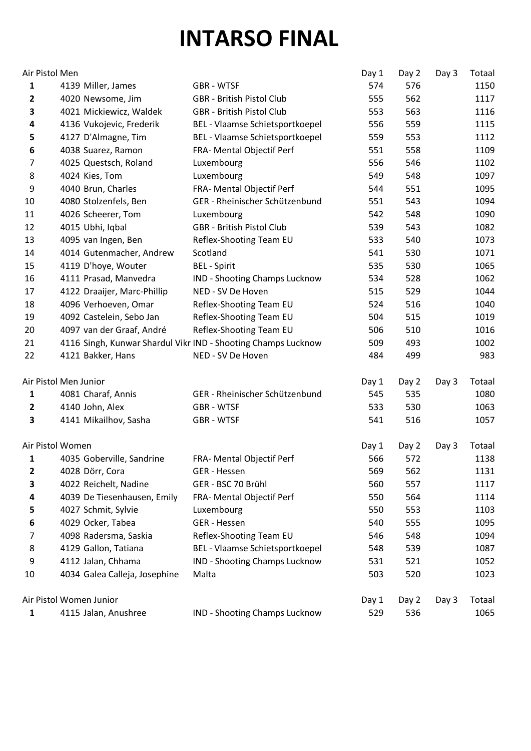# INTARSO FINAL

| Air Pistol Men | | | | Day 1 | Day 2 | Day 3 | Totaal |
|---|---|---|---|---|---|---|---|
| **1** | 4139 | Miller, James | GBR - WTSF | 574 | 576 | | 1150 |
| **2** | 4020 | Newsome, Jim | GBR - British Pistol Club | 555 | 562 | | 1117 |
| **3** | 4021 | Mickiewicz, Waldek | GBR - British Pistol Club | 553 | 563 | | 1116 |
| **4** | 4136 | Vukojevic, Frederik | BEL - Vlaamse Schietsportkoepel | 556 | 559 | | 1115 |
| **5** | 4127 | D'Almagne, Tim | BEL - Vlaamse Schietsportkoepel | 559 | 553 | | 1112 |
| **6** | 4038 | Suarez, Ramon | FRA- Mental Objectif Perf | 551 | 558 | | 1109 |
| 7 | 4025 | Questsch, Roland | Luxembourg | 556 | 546 | | 1102 |
| 8 | 4024 | Kies, Tom | Luxembourg | 549 | 548 | | 1097 |
| 9 | 4040 | Brun, Charles | FRA- Mental Objectif Perf | 544 | 551 | | 1095 |
| 10 | 4080 | Stolzenfels, Ben | GER - Rheinischer Schützenbund | 551 | 543 | | 1094 |
| 11 | 4026 | Scheerer, Tom | Luxembourg | 542 | 548 | | 1090 |
| 12 | 4015 | Ubhi, Iqbal | GBR - British Pistol Club | 539 | 543 | | 1082 |
| 13 | 4095 | van Ingen, Ben | Reflex-Shooting Team EU | 533 | 540 | | 1073 |
| 14 | 4014 | Gutenmacher, Andrew | Scotland | 541 | 530 | | 1071 |
| 15 | 4119 | D'hoye, Wouter | BEL - Spirit | 535 | 530 | | 1065 |
| 16 | 4111 | Prasad, Manvedra | IND - Shooting Champs Lucknow | 534 | 528 | | 1062 |
| 17 | 4122 | Draaijer, Marc-Phillip | NED - SV De Hoven | 515 | 529 | | 1044 |
| 18 | 4096 | Verhoeven, Omar | Reflex-Shooting Team EU | 524 | 516 | | 1040 |
| 19 | 4092 | Castelein, Sebo Jan | Reflex-Shooting Team EU | 504 | 515 | | 1019 |
| 20 | 4097 | van der Graaf, André | Reflex-Shooting Team EU | 506 | 510 | | 1016 |
| 21 | 4116 | Singh, Kunwar Shardul Vikr | IND - Shooting Champs Lucknow | 509 | 493 | | 1002 |
| 22 | 4121 | Bakker, Hans | NED - SV De Hoven | 484 | 499 | | 983 |

| Air Pistol Men Junior | | | | Day 1 | Day 2 | Day 3 | Totaal |
|---|---|---|---|---|---|---|---|
| **1** | 4081 | Charaf, Annis | GER - Rheinischer Schützenbund | 545 | 535 | | 1080 |
| **2** | 4140 | John, Alex | GBR - WTSF | 533 | 530 | | 1063 |
| **3** | 4141 | Mikailhov, Sasha | GBR - WTSF | 541 | 516 | | 1057 |

| Air Pistol Women | | | | Day 1 | Day 2 | Day 3 | Totaal |
|---|---|---|---|---|---|---|---|
| **1** | 4035 | Goberville, Sandrine | FRA- Mental Objectif Perf | 566 | 572 | | 1138 |
| **2** | 4028 | Dörr, Cora | GER - Hessen | 569 | 562 | | 1131 |
| **3** | 4022 | Reichelt, Nadine | GER - BSC 70 Brühl | 560 | 557 | | 1117 |
| **4** | 4039 | De Tiesenhausen, Emily | FRA- Mental Objectif Perf | 550 | 564 | | 1114 |
| **5** | 4027 | Schmit, Sylvie | Luxembourg | 550 | 553 | | 1103 |
| **6** | 4029 | Ocker, Tabea | GER - Hessen | 540 | 555 | | 1095 |
| 7 | 4098 | Radersma, Saskia | Reflex-Shooting Team EU | 546 | 548 | | 1094 |
| 8 | 4129 | Gallon, Tatiana | BEL - Vlaamse Schietsportkoepel | 548 | 539 | | 1087 |
| 9 | 4112 | Jalan, Chhama | IND - Shooting Champs Lucknow | 531 | 521 | | 1052 |
| 10 | 4034 | Galea Calleja, Josephine | Malta | 503 | 520 | | 1023 |

| Air Pistol Women Junior | | | | Day 1 | Day 2 | Day 3 | Totaal |
|---|---|---|---|---|---|---|---|
| **1** | 4115 | Jalan, Anushree | IND - Shooting Champs Lucknow | 529 | 536 | | 1065 |